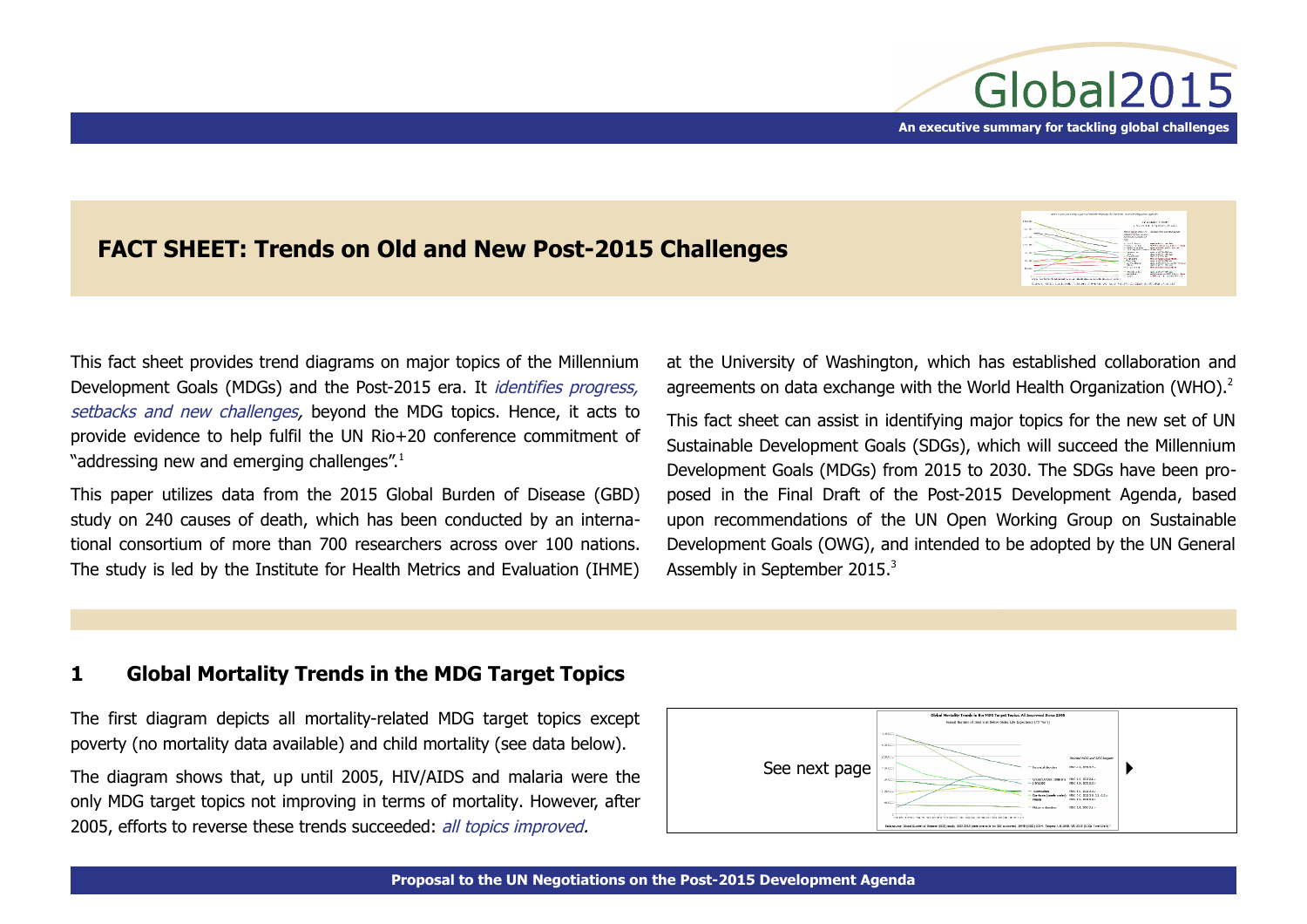# FACT SHEET: Trends on Old and New Post-2015 Challenges

This fact sheet provides trend diagrams on major topics of the Millennium Development Goals (MDGs) and the Post-2015 era. It *identifies progress, setbacks and new challenges,* beyond the MDG topics. Hence, it acts to provide evidence to help fulfil the UN Rio+20 conference commitment of "addressing new and emerging challenges".[1]

This paper utilizes data from the 2015 Global Burden of Disease (GBD) study on 240 causes of death, which has been conducted by an international consortium of more than 700 researchers across over 100 nations. The study is led by the Institute for Health Metrics and Evaluation (IHME) at the University of Washington, which has established collaboration and agreements on data exchange with the World Health Organization (WHO).[2]

This fact sheet can assist in identifying major topics for the new set of UN Sustainable Development Goals (SDGs), which will succeed the Millennium Development Goals (MDGs) from 2015 to 2030. The SDGs have been proposed in the Final Draft of the Post-2015 Development Agenda, based upon recommendations of the UN Open Working Group on Sustainable Development Goals (OWG), and intended to be adopted by the UN General Assembly in September 2015.[3]

## 1 Global Mortality Trends in the MDG Target Topics

The first diagram depicts all mortality-related MDG target topics except poverty (no mortality data available) and child mortality (see data below).

The diagram shows that, up until 2005, HIV/AIDS and malaria were the only MDG target topics not improving in terms of mortality. However, after 2005, efforts to reverse these trends succeeded: *all topics improved.*

See next page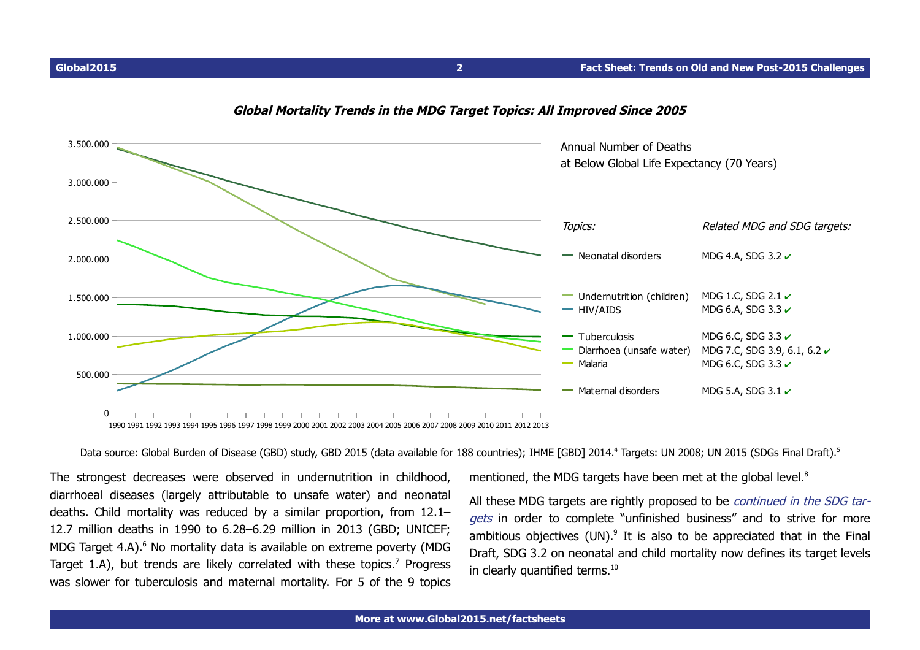### Global Mortality Trends in the MDG Target Topics: All Improved Since 2005

3.500.000
3.000.000
2.500.000
2.000.000
1.500.000
1.000.000
500.000
0

1990 1991 1992 1993 1994 1995 1996 1997 1998 1999 2000 2001 2002 2003 2004 2005 2006 2007 2008 2009 2010 2011 2012 2013

Annual Number of Deaths
at Below Global Life Expectancy (70 Years)

*Topics:* *Related MDG and SDG targets:*

Neonatal disorders MDG 4.A, SDG 3.2 ✔

Undernutrition (children) MDG 1.C, SDG 2.1 ✔
HIV/AIDS MDG 6.A, SDG 3.3 ✔

Tuberculosis MDG 6.C, SDG 3.3 ✔
Diarrhoea (unsafe water) MDG 7.C, SDG 3.9, 6.1, 6.2 ✔
Malaria MDG 6.C, SDG 3.3 ✔

Maternal disorders MDG 5.A, SDG 3.1 ✔

Data source: Global Burden of Disease (GBD) study, GBD 2015 (data available for 188 countries); IHME [GBD] 2014.[4] Targets: UN 2008; UN 2015 (SDGs Final Draft).[5]

The strongest decreases were observed in undernutrition in childhood, diarrhoeal diseases (largely attributable to unsafe water) and neonatal deaths. Child mortality was reduced by a similar proportion, from 12.1–12.7 million deaths in 1990 to 6.28–6.29 million in 2013 (GBD; UNICEF; MDG Target 4.A).[6] No mortality data is available on extreme poverty (MDG Target 1.A), but trends are likely correlated with these topics.[7] Progress was slower for tuberculosis and maternal mortality. For 5 of the 9 topics mentioned, the MDG targets have been met at the global level.[8]

All these MDG targets are rightly proposed to be *continued in the SDG targets* in order to complete "unfinished business" and to strive for more ambitious objectives (UN).[9] It is also to be appreciated that in the Final Draft, SDG 3.2 on neonatal and child mortality now defines its target levels in clearly quantified terms.[10]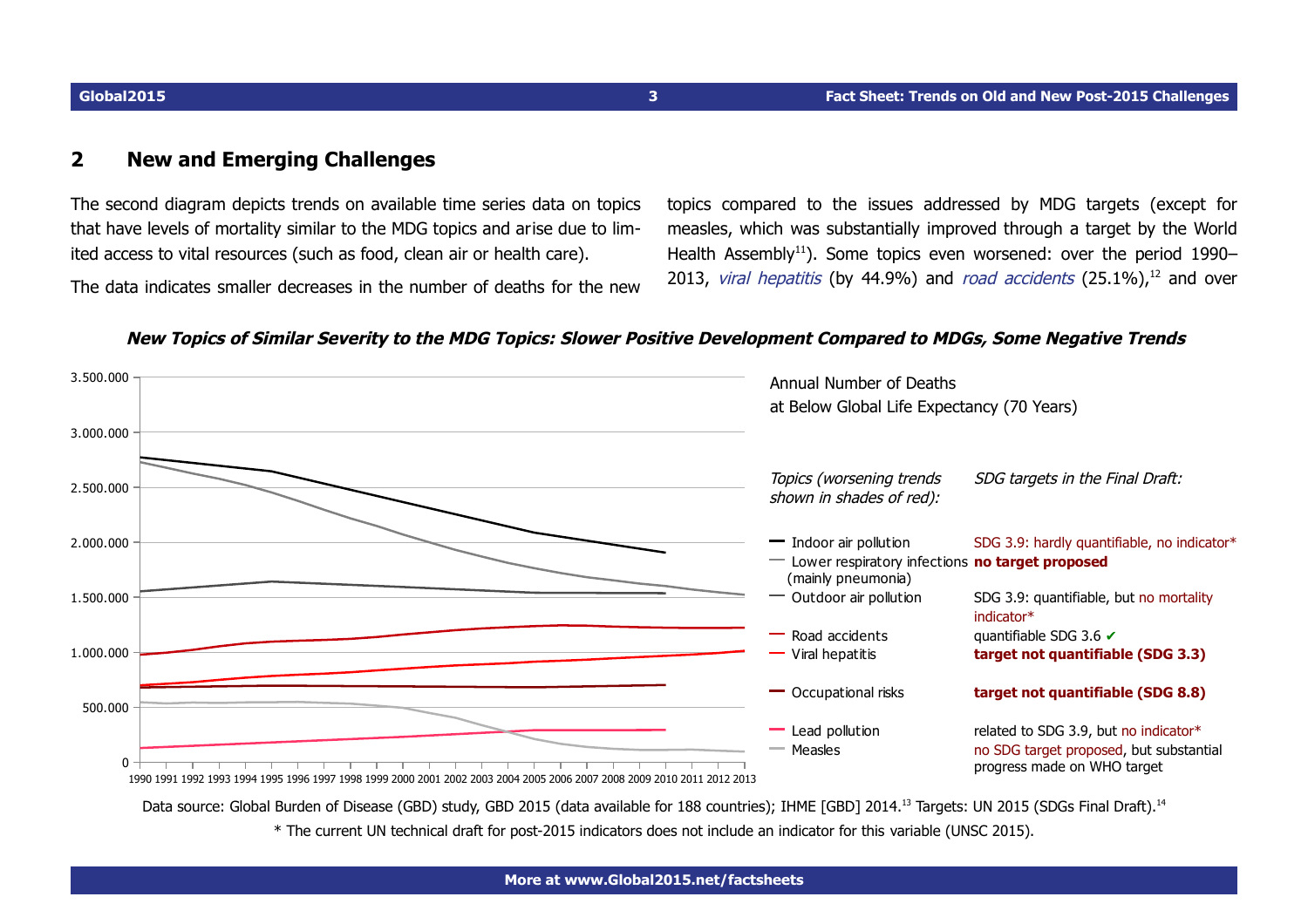## 2 New and Emerging Challenges

The second diagram depicts trends on available time series data on topics that have levels of mortality similar to the MDG topics and arise due to limited access to vital resources (such as food, clean air or health care).

The data indicates smaller decreases in the number of deaths for the new topics compared to the issues addressed by MDG targets (except for measles, which was substantially improved through a target by the World Health Assembly[11]). Some topics even worsened: over the period 1990–2013, *viral hepatitis* (by 44.9%) and *road accidents* (25.1%),[12] and over

***New Topics of Similar Severity to the MDG Topics: Slower Positive Development Compared to MDGs, Some Negative Trends***

3.500.000
3.000.000
2.500.000
2.000.000
1.500.000
1.000.000
500.000
0

1990 1991 1992 1993 1994 1995 1996 1997 1998 1999 2000 2001 2002 2003 2004 2005 2006 2007 2008 2009 2010 2011 2012 2013

Annual Number of Deaths
at Below Global Life Expectancy (70 Years)

*Topics (worsening trends shown in shades of red):* — *SDG targets in the Final Draft:*

Indoor air pollution — SDG 3.9: hardly quantifiable, no indicator*
Lower respiratory infections (mainly pneumonia) — **no target proposed**
Outdoor air pollution — SDG 3.9: quantifiable, but no mortality indicator*
Road accidents — quantifiable SDG 3.6 ✔
Viral hepatitis — **target not quantifiable (SDG 3.3)**
Occupational risks — **target not quantifiable (SDG 8.8)**
Lead pollution — related to SDG 3.9, but no indicator*
Measles — no SDG target proposed, but substantial progress made on WHO target

Data source: Global Burden of Disease (GBD) study, GBD 2015 (data available for 188 countries); IHME [GBD] 2014.[13] Targets: UN 2015 (SDGs Final Draft).[14]

* The current UN technical draft for post-2015 indicators does not include an indicator for this variable (UNSC 2015).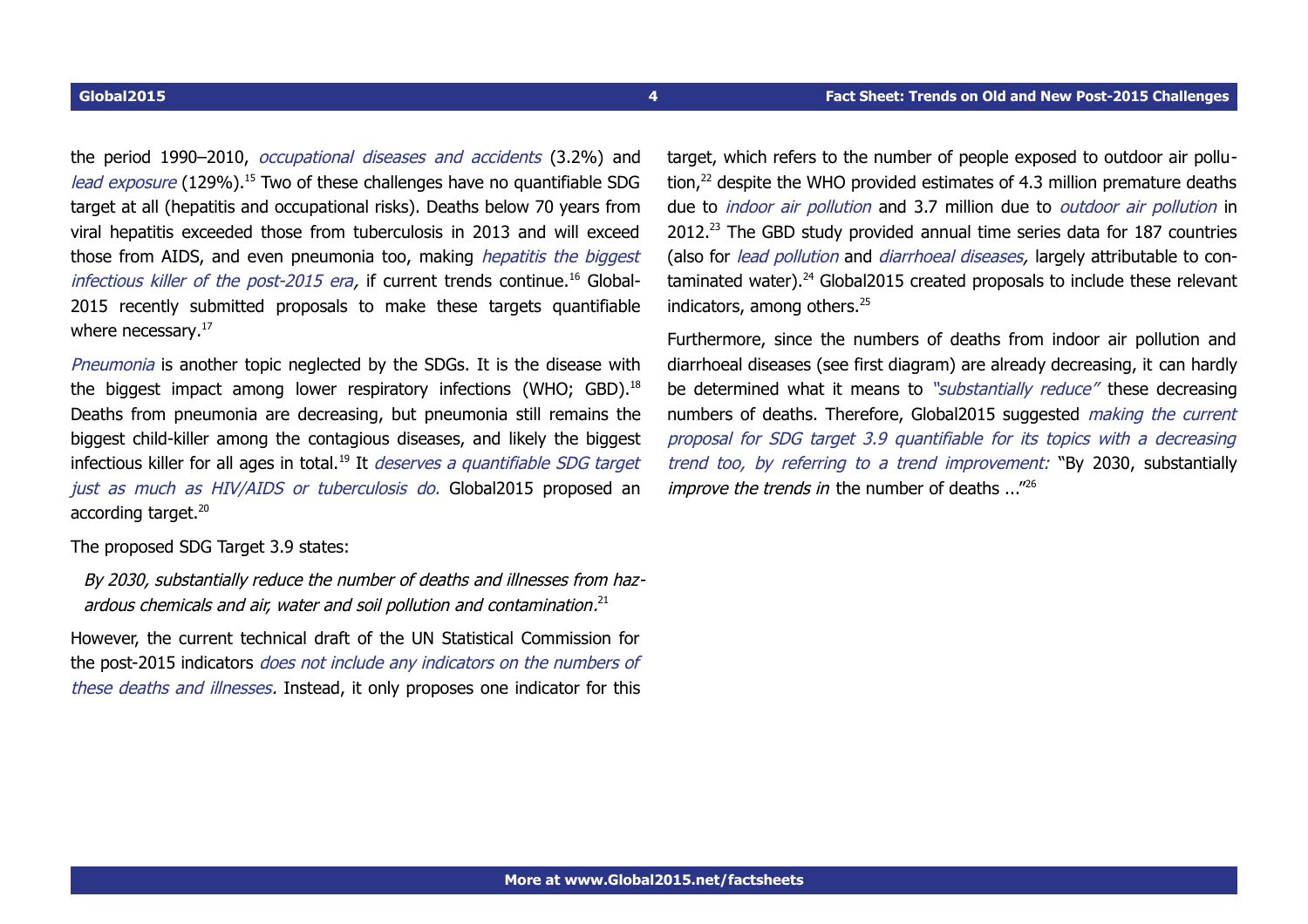the period 1990–2010, *occupational diseases and accidents* (3.2%) and *lead exposure* (129%).[15] Two of these challenges have no quantifiable SDG target at all (hepatitis and occupational risks). Deaths below 70 years from viral hepatitis exceeded those from tuberculosis in 2013 and will exceed those from AIDS, and even pneumonia too, making *hepatitis the biggest infectious killer of the post-2015 era,* if current trends continue.[16] Global-2015 recently submitted proposals to make these targets quantifiable where necessary.[17]

*Pneumonia* is another topic neglected by the SDGs. It is the disease with the biggest impact among lower respiratory infections (WHO; GBD).[18] Deaths from pneumonia are decreasing, but pneumonia still remains the biggest child-killer among the contagious diseases, and likely the biggest infectious killer for all ages in total.[19] It *deserves a quantifiable SDG target just as much as HIV/AIDS or tuberculosis do.* Global2015 proposed an according target.[20]

The proposed SDG Target 3.9 states:

> *By 2030, substantially reduce the number of deaths and illnesses from hazardous chemicals and air, water and soil pollution and contamination.*[21]

However, the current technical draft of the UN Statistical Commission for the post-2015 indicators *does not include any indicators on the numbers of these deaths and illnesses.* Instead, it only proposes one indicator for this target, which refers to the number of people exposed to outdoor air pollution,[22] despite the WHO provided estimates of 4.3 million premature deaths due to *indoor air pollution* and 3.7 million due to *outdoor air pollution* in 2012.[23] The GBD study provided annual time series data for 187 countries (also for *lead pollution* and *diarrhoeal diseases,* largely attributable to contaminated water).[24] Global2015 created proposals to include these relevant indicators, among others.[25]

Furthermore, since the numbers of deaths from indoor air pollution and diarrhoeal diseases (see first diagram) are already decreasing, it can hardly be determined what it means to *"substantially reduce"* these decreasing numbers of deaths. Therefore, Global2015 suggested *making the current proposal for SDG target 3.9 quantifiable for its topics with a decreasing trend too, by referring to a trend improvement:* "By 2030, substantially *improve the trends in* the number of deaths ..."[26]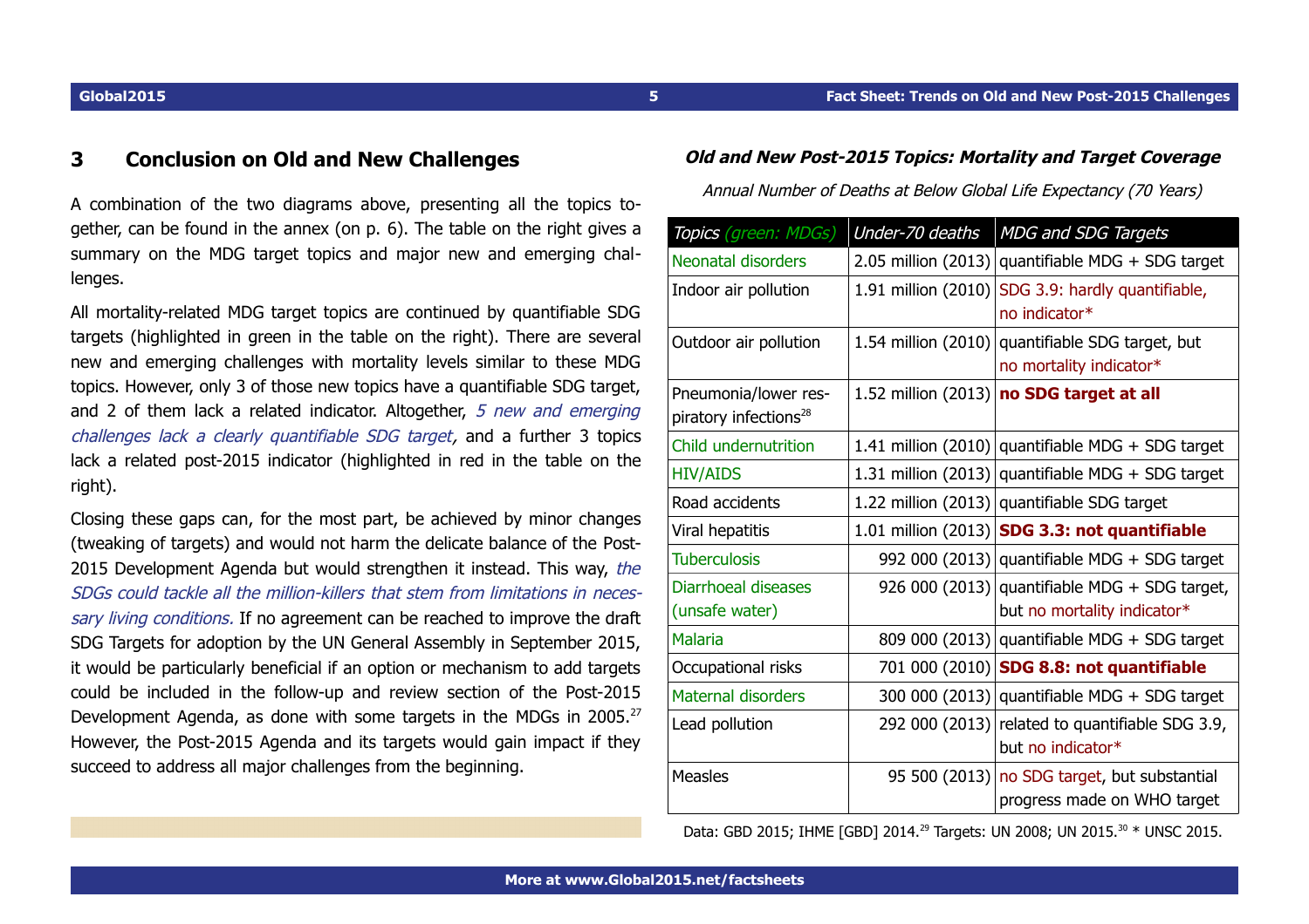## 3 Conclusion on Old and New Challenges

A combination of the two diagrams above, presenting all the topics together, can be found in the annex (on p. 6). The table on the right gives a summary on the MDG target topics and major new and emerging challenges.

All mortality-related MDG target topics are continued by quantifiable SDG targets (highlighted in green in the table on the right). There are several new and emerging challenges with mortality levels similar to these MDG topics. However, only 3 of those new topics have a quantifiable SDG target, and 2 of them lack a related indicator. Altogether, *5 new and emerging challenges lack a clearly quantifiable SDG target,* and a further 3 topics lack a related post-2015 indicator (highlighted in red in the table on the right).

Closing these gaps can, for the most part, be achieved by minor changes (tweaking of targets) and would not harm the delicate balance of the Post-2015 Development Agenda but would strengthen it instead. This way, *the SDGs could tackle all the million-killers that stem from limitations in necessary living conditions.* If no agreement can be reached to improve the draft SDG Targets for adoption by the UN General Assembly in September 2015, it would be particularly beneficial if an option or mechanism to add targets could be included in the follow-up and review section of the Post-2015 Development Agenda, as done with some targets in the MDGs in 2005.[27] However, the Post-2015 Agenda and its targets would gain impact if they succeed to address all major challenges from the beginning.

***Old and New Post-2015 Topics: Mortality and Target Coverage***

*Annual Number of Deaths at Below Global Life Expectancy (70 Years)*

| *Topics (green: MDGs)* | *Under-70 deaths* | *MDG and SDG Targets* |
|---|---|---|
| Neonatal disorders | 2.05 million (2013) | quantifiable MDG + SDG target |
| Indoor air pollution | 1.91 million (2010) | SDG 3.9: hardly quantifiable, no indicator* |
| Outdoor air pollution | 1.54 million (2010) | quantifiable SDG target, but no mortality indicator* |
| Pneumonia/lower respiratory infections[28] | 1.52 million (2013) | **no SDG target at all** |
| Child undernutrition | 1.41 million (2010) | quantifiable MDG + SDG target |
| HIV/AIDS | 1.31 million (2013) | quantifiable MDG + SDG target |
| Road accidents | 1.22 million (2013) | quantifiable SDG target |
| Viral hepatitis | 1.01 million (2013) | **SDG 3.3: not quantifiable** |
| Tuberculosis | 992 000 (2013) | quantifiable MDG + SDG target |
| Diarrhoeal diseases (unsafe water) | 926 000 (2013) | quantifiable MDG + SDG target, but no mortality indicator* |
| Malaria | 809 000 (2013) | quantifiable MDG + SDG target |
| Occupational risks | 701 000 (2010) | **SDG 8.8: not quantifiable** |
| Maternal disorders | 300 000 (2013) | quantifiable MDG + SDG target |
| Lead pollution | 292 000 (2013) | related to quantifiable SDG 3.9, but no indicator* |
| Measles | 95 500 (2013) | no SDG target, but substantial progress made on WHO target |

Data: GBD 2015; IHME [GBD] 2014.[29] Targets: UN 2008; UN 2015.[30] * UNSC 2015.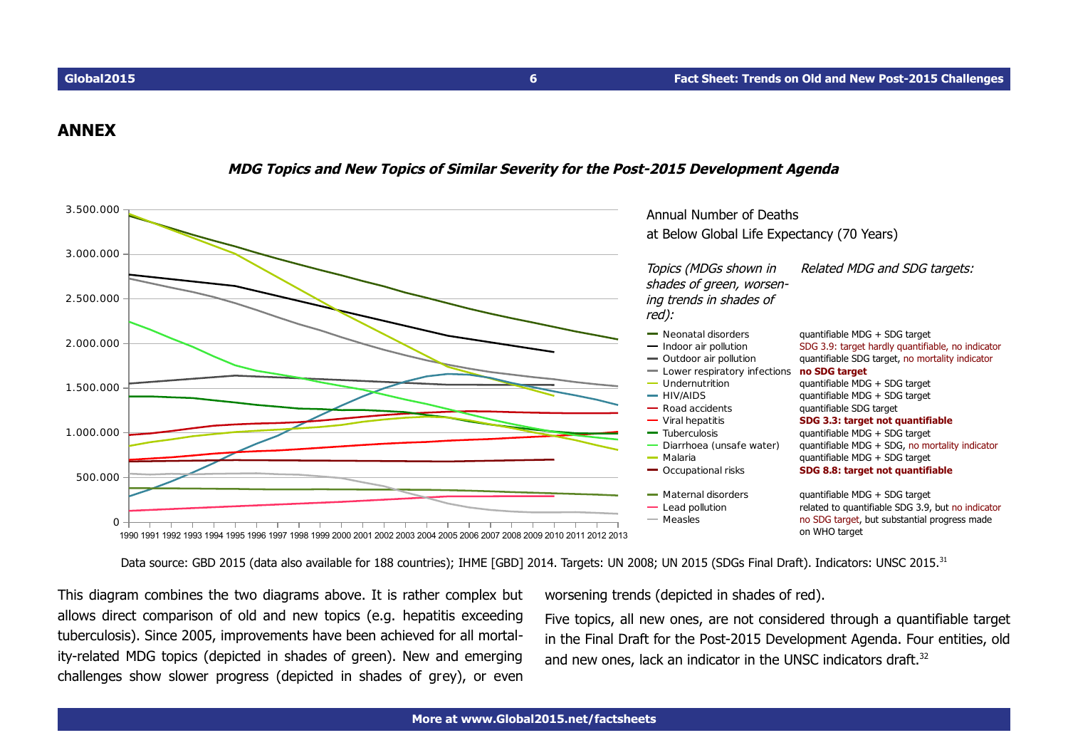## ANNEX

***MDG Topics and New Topics of Similar Severity for the Post-2015 Development Agenda***

3.500.000
3.000.000
2.500.000
2.000.000
1.500.000
1.000.000
500.000
0

1990 1991 1992 1993 1994 1995 1996 1997 1998 1999 2000 2001 2002 2003 2004 2005 2006 2007 2008 2009 2010 2011 2012 2013

Annual Number of Deaths
at Below Global Life Expectancy (70 Years)

*Topics (MDGs shown in shades of green, worsening trends in shades of red):*

*Related MDG and SDG targets:*

Neonatal disorders — quantifiable MDG + SDG target
Indoor air pollution — SDG 3.9: target hardly quantifiable, no indicator
Outdoor air pollution — quantifiable SDG target, no mortality indicator
Lower respiratory infections — **no SDG target**
Undernutrition — quantifiable MDG + SDG target
HIV/AIDS — quantifiable MDG + SDG target
Road accidents — quantifiable SDG target
Viral hepatitis — **SDG 3.3: target not quantifiable**
Tuberculosis — quantifiable MDG + SDG target
Diarrhoea (unsafe water) — quantifiable MDG + SDG, no mortality indicator
Malaria — quantifiable MDG + SDG target
Occupational risks — **SDG 8.8: target not quantifiable**

Maternal disorders — quantifiable MDG + SDG target
Lead pollution — related to quantifiable SDG 3.9, but no indicator
Measles — no SDG target, but substantial progress made on WHO target

Data source: GBD 2015 (data also available for 188 countries); IHME [GBD] 2014. Targets: UN 2008; UN 2015 (SDGs Final Draft). Indicators: UNSC 2015.[31]

This diagram combines the two diagrams above. It is rather complex but allows direct comparison of old and new topics (e.g. hepatitis exceeding tuberculosis). Since 2005, improvements have been achieved for all mortality-related MDG topics (depicted in shades of green). New and emerging challenges show slower progress (depicted in shades of grey), or even worsening trends (depicted in shades of red).

Five topics, all new ones, are not considered through a quantifiable target in the Final Draft for the Post-2015 Development Agenda. Four entities, old and new ones, lack an indicator in the UNSC indicators draft.[32]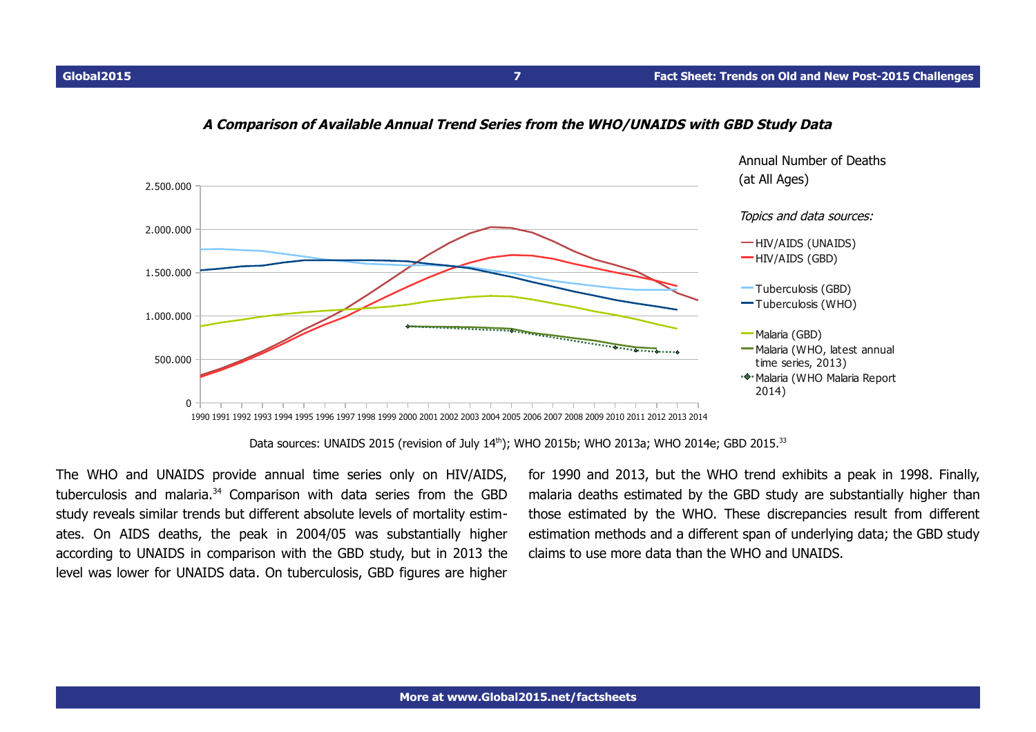***A Comparison of Available Annual Trend Series from the WHO/UNAIDS with GBD Study Data***

Annual Number of Deaths (at All Ages)

*Topics and data sources:*

HIV/AIDS (UNAIDS)
HIV/AIDS (GBD)
Tuberculosis (GBD)
Tuberculosis (WHO)
Malaria (GBD)
Malaria (WHO, latest annual time series, 2013)
Malaria (WHO Malaria Report 2014)

2.500.000
2.000.000
1.500.000
1.000.000
500.000
0

1990 1991 1992 1993 1994 1995 1996 1997 1998 1999 2000 2001 2002 2003 2004 2005 2006 2007 2008 2009 2010 2011 2012 2013 2014

Data sources: UNAIDS 2015 (revision of July 14th); WHO 2015b; WHO 2013a; WHO 2014e; GBD 2015.[33]

The WHO and UNAIDS provide annual time series only on HIV/AIDS, tuberculosis and malaria.[34] Comparison with data series from the GBD study reveals similar trends but different absolute levels of mortality estimates. On AIDS deaths, the peak in 2004/05 was substantially higher according to UNAIDS in comparison with the GBD study, but in 2013 the level was lower for UNAIDS data. On tuberculosis, GBD figures are higher for 1990 and 2013, but the WHO trend exhibits a peak in 1998. Finally, malaria deaths estimated by the GBD study are substantially higher than those estimated by the WHO. These discrepancies result from different estimation methods and a different span of underlying data; the GBD study claims to use more data than the WHO and UNAIDS.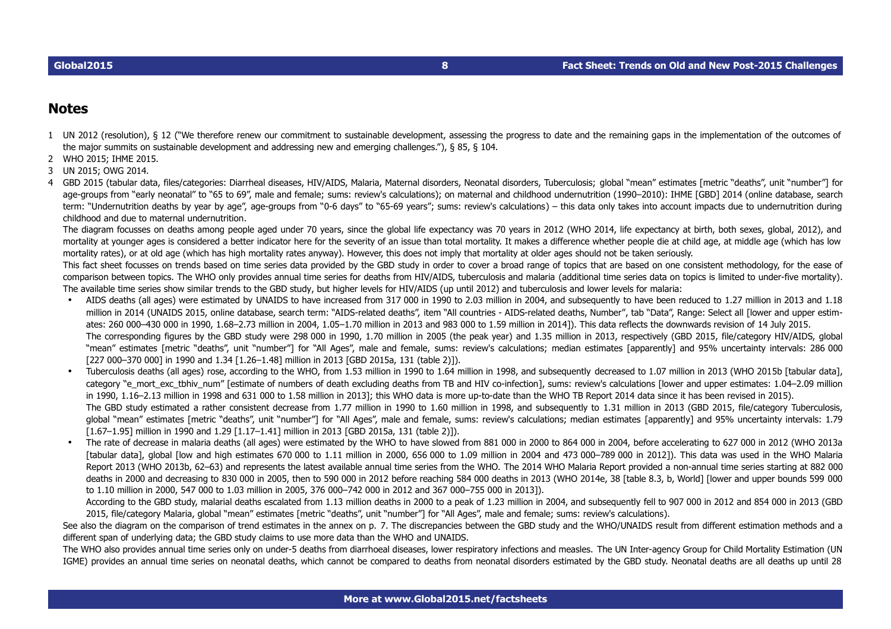## Notes

1 UN 2012 (resolution), § 12 ("We therefore renew our commitment to sustainable development, assessing the progress to date and the remaining gaps in the implementation of the outcomes of the major summits on sustainable development and addressing new and emerging challenges."), § 85, § 104.

2 WHO 2015; IHME 2015.

3 UN 2015; OWG 2014.

4 GBD 2015 (tabular data, files/categories: Diarrheal diseases, HIV/AIDS, Malaria, Maternal disorders, Neonatal disorders, Tuberculosis; global "mean" estimates [metric "deaths", unit "number"] for age-groups from "early neonatal" to "65 to 69", male and female; sums: review's calculations); on maternal and childhood undernutrition (1990–2010): IHME [GBD] 2014 (online database, search term: "Undernutrition deaths by year by age", age-groups from "0-6 days" to "65-69 years"; sums: review's calculations) – this data only takes into account impacts due to undernutrition during childhood and due to maternal undernutrition.

The diagram focusses on deaths among people aged under 70 years, since the global life expectancy was 70 years in 2012 (WHO 2014, life expectancy at birth, both sexes, global, 2012), and mortality at younger ages is considered a better indicator here for the severity of an issue than total mortality. It makes a difference whether people die at child age, at middle age (which has low mortality rates), or at old age (which has high mortality rates anyway). However, this does not imply that mortality at older ages should not be taken seriously.

This fact sheet focusses on trends based on time series data provided by the GBD study in order to cover a broad range of topics that are based on one consistent methodology, for the ease of comparison between topics. The WHO only provides annual time series for deaths from HIV/AIDS, tuberculosis and malaria (additional time series data on topics is limited to under-five mortality). The available time series show similar trends to the GBD study, but higher levels for HIV/AIDS (up until 2012) and tuberculosis and lower levels for malaria:

- AIDS deaths (all ages) were estimated by UNAIDS to have increased from 317 000 in 1990 to 2.03 million in 2004, and subsequently to have been reduced to 1.27 million in 2013 and 1.18 million in 2014 (UNAIDS 2015, online database, search term: "AIDS-related deaths", item "All countries - AIDS-related deaths, Number", tab "Data", Range: Select all [lower and upper estimates: 260 000–430 000 in 1990, 1.68–2.73 million in 2004, 1.05–1.70 million in 2013 and 983 000 to 1.59 million in 2014]). This data reflects the downwards revision of 14 July 2015.
  The corresponding figures by the GBD study were 298 000 in 1990, 1.70 million in 2005 (the peak year) and 1.35 million in 2013, respectively (GBD 2015, file/category HIV/AIDS, global "mean" estimates [metric "deaths", unit "number"] for "All Ages", male and female, sums: review's calculations; median estimates [apparently] and 95% uncertainty intervals: 286 000 [227 000–370 000] in 1990 and 1.34 [1.26–1.48] million in 2013 [GBD 2015a, 131 (table 2)]).
- Tuberculosis deaths (all ages) rose, according to the WHO, from 1.53 million in 1990 to 1.64 million in 1998, and subsequently decreased to 1.07 million in 2013 (WHO 2015b [tabular data], category "e_mort_exc_tbhiv_num" [estimate of numbers of death excluding deaths from TB and HIV co-infection], sums: review's calculations [lower and upper estimates: 1.04–2.09 million in 1990, 1.16–2.13 million in 1998 and 631 000 to 1.58 million in 2013]; this WHO data is more up-to-date than the WHO TB Report 2014 data since it has been revised in 2015).
  The GBD study estimated a rather consistent decrease from 1.77 million in 1990 to 1.60 million in 1998, and subsequently to 1.31 million in 2013 (GBD 2015, file/category Tuberculosis, global "mean" estimates [metric "deaths", unit "number"] for "All Ages", male and female, sums: review's calculations; median estimates [apparently] and 95% uncertainty intervals: 1.79 [1.67–1.95] million in 1990 and 1.29 [1.17–1.41] million in 2013 [GBD 2015a, 131 (table 2)]).
- The rate of decrease in malaria deaths (all ages) were estimated by the WHO to have slowed from 881 000 in 2000 to 864 000 in 2004, before accelerating to 627 000 in 2012 (WHO 2013a [tabular data], global [low and high estimates 670 000 to 1.11 million in 2000, 656 000 to 1.09 million in 2004 and 473 000–789 000 in 2012]). This data was used in the WHO Malaria Report 2013 (WHO 2013b, 62–63) and represents the latest available annual time series from the WHO. The 2014 WHO Malaria Report provided a non-annual time series starting at 882 000 deaths in 2000 and decreasing to 830 000 in 2005, then to 590 000 in 2012 before reaching 584 000 deaths in 2013 (WHO 2014e, 38 [table 8.3, b, World] [lower and upper bounds 599 000 to 1.10 million in 2000, 547 000 to 1.03 million in 2005, 376 000–742 000 in 2012 and 367 000–755 000 in 2013]).
  According to the GBD study, malarial deaths escalated from 1.13 million deaths in 2000 to a peak of 1.23 million in 2004, and subsequently fell to 907 000 in 2012 and 854 000 in 2013 (GBD 2015, file/category Malaria, global "mean" estimates [metric "deaths", unit "number"] for "All Ages", male and female; sums: review's calculations).

See also the diagram on the comparison of trend estimates in the annex on p. 7. The discrepancies between the GBD study and the WHO/UNAIDS result from different estimation methods and a different span of underlying data; the GBD study claims to use more data than the WHO and UNAIDS.

The WHO also provides annual time series only on under-5 deaths from diarrhoeal diseases, lower respiratory infections and measles. The UN Inter-agency Group for Child Mortality Estimation (UN IGME) provides an annual time series on neonatal deaths, which cannot be compared to deaths from neonatal disorders estimated by the GBD study. Neonatal deaths are all deaths up until 28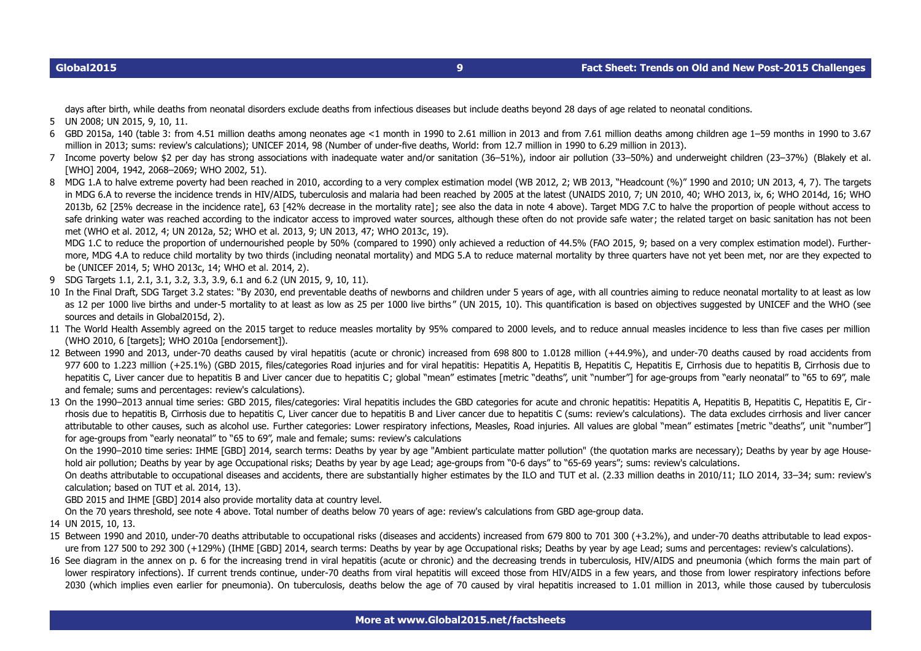days after birth, while deaths from neonatal disorders exclude deaths from infectious diseases but include deaths beyond 28 days of age related to neonatal conditions.

5 UN 2008; UN 2015, 9, 10, 11.

6 GBD 2015a, 140 (table 3: from 4.51 million deaths among neonates age <1 month in 1990 to 2.61 million in 2013 and from 7.61 million deaths among children age 1–59 months in 1990 to 3.67 million in 2013; sums: review's calculations); UNICEF 2014, 98 (Number of under-five deaths, World: from 12.7 million in 1990 to 6.29 million in 2013).

7 Income poverty below $2 per day has strong associations with inadequate water and/or sanitation (36–51%), indoor air pollution (33–50%) and underweight children (23–37%) (Blakely et al. [WHO] 2004, 1942, 2068–2069; WHO 2002, 51).

8 MDG 1.A to halve extreme poverty had been reached in 2010, according to a very complex estimation model (WB 2012, 2; WB 2013, "Headcount (%)" 1990 and 2010; UN 2013, 4, 7). The targets in MDG 6.A to reverse the incidence trends in HIV/AIDS, tuberculosis and malaria had been reached by 2005 at the latest (UNAIDS 2010, 7; UN 2010, 40; WHO 2013, ix, 6; WHO 2014d, 16; WHO 2013b, 62 [25% decrease in the incidence rate], 63 [42% decrease in the mortality rate]; see also the data in note 4 above). Target MDG 7.C to halve the proportion of people without access to safe drinking water was reached according to the indicator access to improved water sources, although these often do not provide safe water; the related target on basic sanitation has not been met (WHO et al. 2012, 4; UN 2012a, 52; WHO et al. 2013, 9; UN 2013, 47; WHO 2013c, 19).

MDG 1.C to reduce the proportion of undernourished people by 50% (compared to 1990) only achieved a reduction of 44.5% (FAO 2015, 9; based on a very complex estimation model). Furthermore, MDG 4.A to reduce child mortality by two thirds (including neonatal mortality) and MDG 5.A to reduce maternal mortality by three quarters have not yet been met, nor are they expected to be (UNICEF 2014, 5; WHO 2013c, 14; WHO et al. 2014, 2).

9 SDG Targets 1.1, 2.1, 3.1, 3.2, 3.3, 3.9, 6.1 and 6.2 (UN 2015, 9, 10, 11).

10 In the Final Draft, SDG Target 3.2 states: "By 2030, end preventable deaths of newborns and children under 5 years of age, with all countries aiming to reduce neonatal mortality to at least as low as 12 per 1000 live births and under-5 mortality to at least as low as 25 per 1000 live births" (UN 2015, 10). This quantification is based on objectives suggested by UNICEF and the WHO (see sources and details in Global2015d, 2).

11 The World Health Assembly agreed on the 2015 target to reduce measles mortality by 95% compared to 2000 levels, and to reduce annual measles incidence to less than five cases per million (WHO 2010, 6 [targets]; WHO 2010a [endorsement]).

12 Between 1990 and 2013, under-70 deaths caused by viral hepatitis (acute or chronic) increased from 698 800 to 1.0128 million (+44.9%), and under-70 deaths caused by road accidents from 977 600 to 1.223 million (+25.1%) (GBD 2015, files/categories Road injuries and for viral hepatitis: Hepatitis A, Hepatitis B, Hepatitis C, Hepatitis E, Cirrhosis due to hepatitis B, Cirrhosis due to hepatitis C, Liver cancer due to hepatitis B and Liver cancer due to hepatitis C; global "mean" estimates [metric "deaths", unit "number"] for age-groups from "early neonatal" to "65 to 69", male and female; sums and percentages: review's calculations).

13 On the 1990–2013 annual time series: GBD 2015, files/categories: Viral hepatitis includes the GBD categories for acute and chronic hepatitis: Hepatitis A, Hepatitis B, Hepatitis C, Hepatitis E, Cirrhosis due to hepatitis B, Cirrhosis due to hepatitis C, Liver cancer due to hepatitis B and Liver cancer due to hepatitis C (sums: review's calculations). The data excludes cirrhosis and liver cancer attributable to other causes, such as alcohol use. Further categories: Lower respiratory infections, Measles, Road injuries. All values are global "mean" estimates [metric "deaths", unit "number"] for age-groups from "early neonatal" to "65 to 69", male and female; sums: review's calculations

On the 1990–2010 time series: IHME [GBD] 2014, search terms: Deaths by year by age "Ambient particulate matter pollution" (the quotation marks are necessary); Deaths by year by age Household air pollution; Deaths by year by age Occupational risks; Deaths by year by age Lead; age-groups from "0-6 days" to "65-69 years"; sums: review's calculations.

On deaths attributable to occupational diseases and accidents, there are substantially higher estimates by the ILO and TUT et al. (2.33 million deaths in 2010/11; ILO 2014, 33–34; sum: review's calculation; based on TUT et al. 2014, 13).

GBD 2015 and IHME [GBD] 2014 also provide mortality data at country level.

On the 70 years threshold, see note 4 above. Total number of deaths below 70 years of age: review's calculations from GBD age-group data.

14 UN 2015, 10, 13.

15 Between 1990 and 2010, under-70 deaths attributable to occupational risks (diseases and accidents) increased from 679 800 to 701 300 (+3.2%), and under-70 deaths attributable to lead exposure from 127 500 to 292 300 (+129%) (IHME [GBD] 2014, search terms: Deaths by year by age Occupational risks; Deaths by year by age Lead; sums and percentages: review's calculations).

16 See diagram in the annex on p. 6 for the increasing trend in viral hepatitis (acute or chronic) and the decreasing trends in tuberculosis, HIV/AIDS and pneumonia (which forms the main part of lower respiratory infections). If current trends continue, under-70 deaths from viral hepatitis will exceed those from HIV/AIDS in a few years, and those from lower respiratory infections before 2030 (which implies even earlier for pneumonia). On tuberculosis, deaths below the age of 70 caused by viral hepatitis increased to 1.01 million in 2013, while those caused by tuberculosis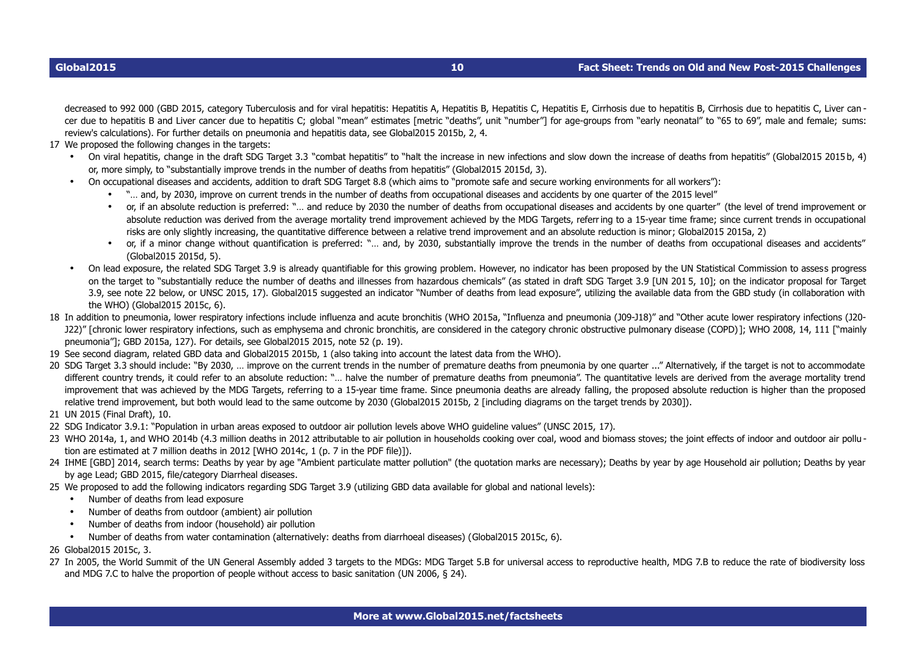decreased to 992 000 (GBD 2015, category Tuberculosis and for viral hepatitis: Hepatitis A, Hepatitis B, Hepatitis C, Hepatitis E, Cirrhosis due to hepatitis B, Cirrhosis due to hepatitis C, Liver cancer due to hepatitis B and Liver cancer due to hepatitis C; global "mean" estimates [metric "deaths", unit "number"] for age-groups from "early neonatal" to "65 to 69", male and female; sums: review's calculations). For further details on pneumonia and hepatitis data, see Global2015 2015b, 2, 4.

17 We proposed the following changes in the targets:

- On viral hepatitis, change in the draft SDG Target 3.3 "combat hepatitis" to "halt the increase in new infections and slow down the increase of deaths from hepatitis" (Global2015 2015b, 4) or, more simply, to "substantially improve trends in the number of deaths from hepatitis" (Global2015 2015d, 3).
- On occupational diseases and accidents, addition to draft SDG Target 8.8 (which aims to "promote safe and secure working environments for all workers"):
  - "… and, by 2030, improve on current trends in the number of deaths from occupational diseases and accidents by one quarter of the 2015 level"
  - or, if an absolute reduction is preferred: "… and reduce by 2030 the number of deaths from occupational diseases and accidents by one quarter" (the level of trend improvement or absolute reduction was derived from the average mortality trend improvement achieved by the MDG Targets, referring to a 15-year time frame; since current trends in occupational risks are only slightly increasing, the quantitative difference between a relative trend improvement and an absolute reduction is minor; Global2015 2015a, 2)
  - or, if a minor change without quantification is preferred: "… and, by 2030, substantially improve the trends in the number of deaths from occupational diseases and accidents" (Global2015 2015d, 5).
- On lead exposure, the related SDG Target 3.9 is already quantifiable for this growing problem. However, no indicator has been proposed by the UN Statistical Commission to assess progress on the target to "substantially reduce the number of deaths and illnesses from hazardous chemicals" (as stated in draft SDG Target 3.9 [UN 2015, 10]; on the indicator proposal for Target 3.9, see note 22 below, or UNSC 2015, 17). Global2015 suggested an indicator "Number of deaths from lead exposure", utilizing the available data from the GBD study (in collaboration with the WHO) (Global2015 2015c, 6).

18 In addition to pneumonia, lower respiratory infections include influenza and acute bronchitis (WHO 2015a, "Influenza and pneumonia (J09-J18)" and "Other acute lower respiratory infections (J20-J22)" [chronic lower respiratory infections, such as emphysema and chronic bronchitis, are considered in the category chronic obstructive pulmonary disease (COPD)]; WHO 2008, 14, 111 ["mainly pneumonia"]; GBD 2015a, 127). For details, see Global2015 2015, note 52 (p. 19).

19 See second diagram, related GBD data and Global2015 2015b, 1 (also taking into account the latest data from the WHO).

20 SDG Target 3.3 should include: "By 2030, … improve on the current trends in the number of premature deaths from pneumonia by one quarter ..." Alternatively, if the target is not to accommodate different country trends, it could refer to an absolute reduction: "… halve the number of premature deaths from pneumonia". The quantitative levels are derived from the average mortality trend improvement that was achieved by the MDG Targets, referring to a 15-year time frame. Since pneumonia deaths are already falling, the proposed absolute reduction is higher than the proposed relative trend improvement, but both would lead to the same outcome by 2030 (Global2015 2015b, 2 [including diagrams on the target trends by 2030]).

21 UN 2015 (Final Draft), 10.

22 SDG Indicator 3.9.1: "Population in urban areas exposed to outdoor air pollution levels above WHO guideline values" (UNSC 2015, 17).

23 WHO 2014a, 1, and WHO 2014b (4.3 million deaths in 2012 attributable to air pollution in households cooking over coal, wood and biomass stoves; the joint effects of indoor and outdoor air pollution are estimated at 7 million deaths in 2012 [WHO 2014c, 1 (p. 7 in the PDF file)]).

24 IHME [GBD] 2014, search terms: Deaths by year by age "Ambient particulate matter pollution" (the quotation marks are necessary); Deaths by year by age Household air pollution; Deaths by year by age Lead; GBD 2015, file/category Diarrheal diseases.

25 We proposed to add the following indicators regarding SDG Target 3.9 (utilizing GBD data available for global and national levels):

- Number of deaths from lead exposure
- Number of deaths from outdoor (ambient) air pollution
- Number of deaths from indoor (household) air pollution
- Number of deaths from water contamination (alternatively: deaths from diarrhoeal diseases) (Global2015 2015c, 6).

26 Global2015 2015c, 3.

27 In 2005, the World Summit of the UN General Assembly added 3 targets to the MDGs: MDG Target 5.B for universal access to reproductive health, MDG 7.B to reduce the rate of biodiversity loss and MDG 7.C to halve the proportion of people without access to basic sanitation (UN 2006, § 24).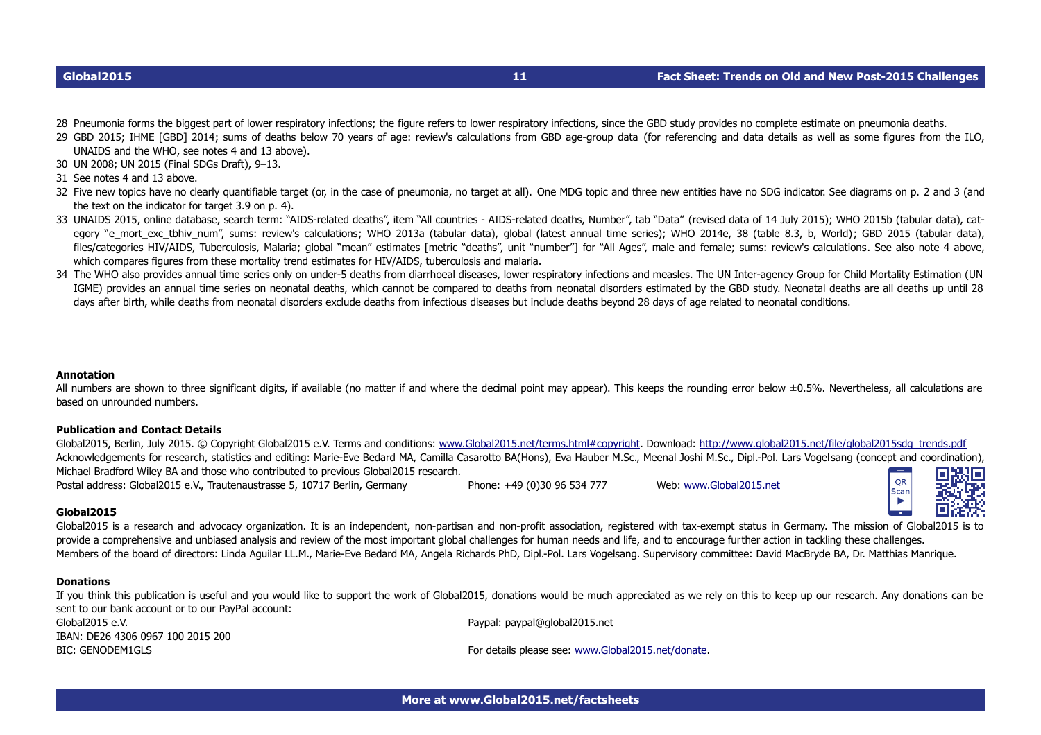28 Pneumonia forms the biggest part of lower respiratory infections; the figure refers to lower respiratory infections, since the GBD study provides no complete estimate on pneumonia deaths.

29 GBD 2015; IHME [GBD] 2014; sums of deaths below 70 years of age: review's calculations from GBD age-group data (for referencing and data details as well as some figures from the ILO, UNAIDS and the WHO, see notes 4 and 13 above).

30 UN 2008; UN 2015 (Final SDGs Draft), 9–13.

31 See notes 4 and 13 above.

32 Five new topics have no clearly quantifiable target (or, in the case of pneumonia, no target at all). One MDG topic and three new entities have no SDG indicator. See diagrams on p. 2 and 3 (and the text on the indicator for target 3.9 on p. 4).

33 UNAIDS 2015, online database, search term: "AIDS-related deaths", item "All countries - AIDS-related deaths, Number", tab "Data" (revised data of 14 July 2015); WHO 2015b (tabular data), category "e_mort_exc_tbhiv_num", sums: review's calculations; WHO 2013a (tabular data), global (latest annual time series); WHO 2014e, 38 (table 8.3, b, World); GBD 2015 (tabular data), files/categories HIV/AIDS, Tuberculosis, Malaria; global "mean" estimates [metric "deaths", unit "number"] for "All Ages", male and female; sums: review's calculations. See also note 4 above, which compares figures from these mortality trend estimates for HIV/AIDS, tuberculosis and malaria.

34 The WHO also provides annual time series only on under-5 deaths from diarrhoeal diseases, lower respiratory infections and measles. The UN Inter-agency Group for Child Mortality Estimation (UN IGME) provides an annual time series on neonatal deaths, which cannot be compared to deaths from neonatal disorders estimated by the GBD study. Neonatal deaths are all deaths up until 28 days after birth, while deaths from neonatal disorders exclude deaths from infectious diseases but include deaths beyond 28 days of age related to neonatal conditions.

---

**Annotation**

All numbers are shown to three significant digits, if available (no matter if and where the decimal point may appear). This keeps the rounding error below ±0.5%. Nevertheless, all calculations are based on unrounded numbers.

**Publication and Contact Details**

Global2015, Berlin, July 2015. © Copyright Global2015 e.V. Terms and conditions: www.Global2015.net/terms.html#copyright. Download: http://www.global2015.net/file/global2015sdg_trends.pdf
Acknowledgements for research, statistics and editing: Marie-Eve Bedard MA, Camilla Casarotto BA(Hons), Eva Hauber M.Sc., Meenal Joshi M.Sc., Dipl.-Pol. Lars Vogelsang (concept and coordination), Michael Bradford Wiley BA and those who contributed to previous Global2015 research.
Postal address: Global2015 e.V., Trautenaustrasse 5, 10717 Berlin, Germany Phone: +49 (0)30 96 534 777 Web: www.Global2015.net

**Global2015**

Global2015 is a research and advocacy organization. It is an independent, non-partisan and non-profit association, registered with tax-exempt status in Germany. The mission of Global2015 is to provide a comprehensive and unbiased analysis and review of the most important global challenges for human needs and life, and to encourage further action in tackling these challenges.
Members of the board of directors: Linda Aguilar LL.M., Marie-Eve Bedard MA, Angela Richards PhD, Dipl.-Pol. Lars Vogelsang. Supervisory committee: David MacBryde BA, Dr. Matthias Manrique.

**Donations**

If you think this publication is useful and you would like to support the work of Global2015, donations would be much appreciated as we rely on this to keep up our research. Any donations can be sent to our bank account or to our PayPal account:

Global2015 e.V.
IBAN: DE26 4306 0967 100 2015 200
BIC: GENODEM1GLS

Paypal: paypal@global2015.net

For details please see: www.Global2015.net/donate.

More at www.Global2015.net/factsheets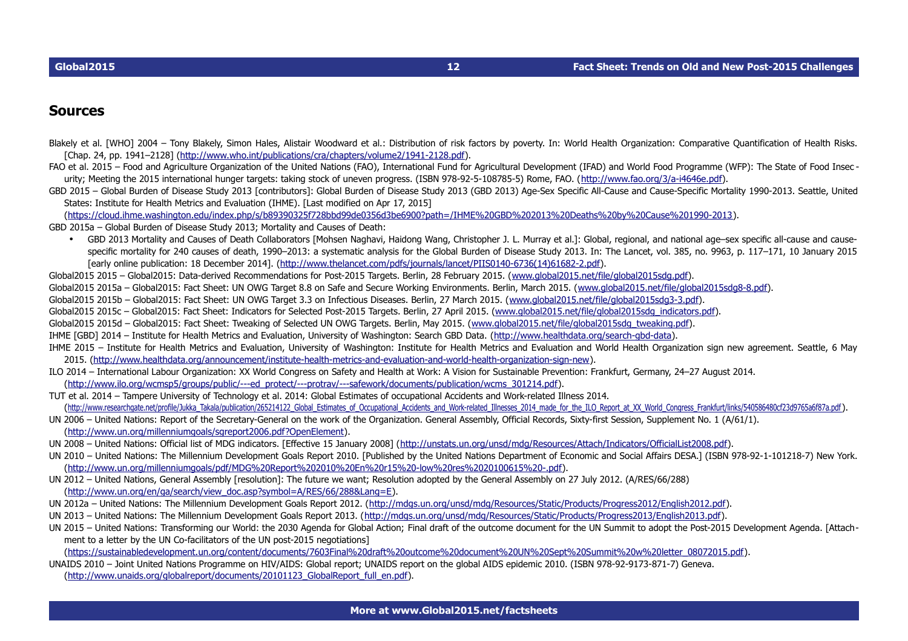## Sources

Blakely et al. [WHO] 2004 – Tony Blakely, Simon Hales, Alistair Woodward et al.: Distribution of risk factors by poverty. In: World Health Organization: Comparative Quantification of Health Risks. [Chap. 24, pp. 1941–2128] (http://www.who.int/publications/cra/chapters/volume2/1941-2128.pdf).

FAO et al. 2015 – Food and Agriculture Organization of the United Nations (FAO), International Fund for Agricultural Development (IFAD) and World Food Programme (WFP): The State of Food Insecurity; Meeting the 2015 international hunger targets: taking stock of uneven progress. (ISBN 978-92-5-108785-5) Rome, FAO. (http://www.fao.org/3/a-i4646e.pdf).

GBD 2015 – Global Burden of Disease Study 2013 [contributors]: Global Burden of Disease Study 2013 (GBD 2013) Age-Sex Specific All-Cause and Cause-Specific Mortality 1990-2013. Seattle, United States: Institute for Health Metrics and Evaluation (IHME). [Last modified on Apr 17, 2015] (https://cloud.ihme.washington.edu/index.php/s/b89390325f728bbd99de0356d3be6900?path=/IHME%20GBD%202013%20Deaths%20by%20Cause%201990-2013).

GBD 2015a – Global Burden of Disease Study 2013; Mortality and Causes of Death:

- GBD 2013 Mortality and Causes of Death Collaborators [Mohsen Naghavi, Haidong Wang, Christopher J. L. Murray et al.]: Global, regional, and national age–sex specific all-cause and cause-specific mortality for 240 causes of death, 1990–2013: a systematic analysis for the Global Burden of Disease Study 2013. In: The Lancet, vol. 385, no. 9963, p. 117–171, 10 January 2015 [early online publication: 18 December 2014]. (http://www.thelancet.com/pdfs/journals/lancet/PIIS0140-6736(14)61682-2.pdf).

Global2015 2015 – Global2015: Data-derived Recommendations for Post-2015 Targets. Berlin, 28 February 2015. (www.global2015.net/file/global2015sdg.pdf).

Global2015 2015a – Global2015: Fact Sheet: UN OWG Target 8.8 on Safe and Secure Working Environments. Berlin, March 2015. (www.global2015.net/file/global2015sdg8-8.pdf).

Global2015 2015b – Global2015: Fact Sheet: UN OWG Target 3.3 on Infectious Diseases. Berlin, 27 March 2015. (www.global2015.net/file/global2015sdg3-3.pdf).

Global2015 2015c – Global2015: Fact Sheet: Indicators for Selected Post-2015 Targets. Berlin, 27 April 2015. (www.global2015.net/file/global2015sdg_indicators.pdf).

Global2015 2015d – Global2015: Fact Sheet: Tweaking of Selected UN OWG Targets. Berlin, May 2015. (www.global2015.net/file/global2015sdg_tweaking.pdf).

IHME [GBD] 2014 – Institute for Health Metrics and Evaluation, University of Washington: Search GBD Data. (http://www.healthdata.org/search-gbd-data).

IHME 2015 – Institute for Health Metrics and Evaluation, University of Washington: Institute for Health Metrics and Evaluation and World Health Organization sign new agreement. Seattle, 6 May 2015. (http://www.healthdata.org/announcement/institute-health-metrics-and-evaluation-and-world-health-organization-sign-new).

ILO 2014 – International Labour Organization: XX World Congress on Safety and Health at Work: A Vision for Sustainable Prevention: Frankfurt, Germany, 24–27 August 2014. (http://www.ilo.org/wcmsp5/groups/public/---ed_protect/---protrav/---safework/documents/publication/wcms_301214.pdf).

TUT et al. 2014 – Tampere University of Technology et al. 2014: Global Estimates of occupational Accidents and Work-related Illness 2014. (http://www.researchgate.net/profile/Jukka_Takala/publication/265214122_Global_Estimates_of_Occupational_Accidents_and_Work-related_Illnesses_2014_made_for_the_ILO_Report_at_XX_World_Congress_Frankfurt/links/540586480cf23d9765a6f87a.pdf).

UN 2006 – United Nations: Report of the Secretary-General on the work of the Organization. General Assembly, Official Records, Sixty-first Session, Supplement No. 1 (A/61/1). (http://www.un.org/millenniumgoals/sgreport2006.pdf?OpenElement).

UN 2008 – United Nations: Official list of MDG indicators. [Effective 15 January 2008] (http://unstats.un.org/unsd/mdg/Resources/Attach/Indicators/OfficialList2008.pdf).

UN 2010 – United Nations: The Millennium Development Goals Report 2010. [Published by the United Nations Department of Economic and Social Affairs DESA.] (ISBN 978-92-1-101218-7) New York. (http://www.un.org/millenniumgoals/pdf/MDG%20Report%202010%20En%20r15%20-low%20res%2020100615%20-.pdf).

UN 2012 – United Nations, General Assembly [resolution]: The future we want; Resolution adopted by the General Assembly on 27 July 2012. (A/RES/66/288) (http://www.un.org/en/ga/search/view_doc.asp?symbol=A/RES/66/288&Lang=E).

UN 2012a – United Nations: The Millennium Development Goals Report 2012. (http://mdgs.un.org/unsd/mdg/Resources/Static/Products/Progress2012/English2012.pdf).

UN 2013 – United Nations: The Millennium Development Goals Report 2013. (http://mdgs.un.org/unsd/mdg/Resources/Static/Products/Progress2013/English2013.pdf).

UN 2015 – United Nations: Transforming our World: the 2030 Agenda for Global Action; Final draft of the outcome document for the UN Summit to adopt the Post-2015 Development Agenda. [Attachment to a letter by the UN Co-facilitators of the UN post-2015 negotiations] (https://sustainabledevelopment.un.org/content/documents/7603Final%20draft%20outcome%20document%20UN%20Sept%20Summit%20w%20letter_08072015.pdf).

UNAIDS 2010 – Joint United Nations Programme on HIV/AIDS: Global report; UNAIDS report on the global AIDS epidemic 2010. (ISBN 978-92-9173-871-7) Geneva. (http://www.unaids.org/globalreport/documents/20101123_GlobalReport_full_en.pdf).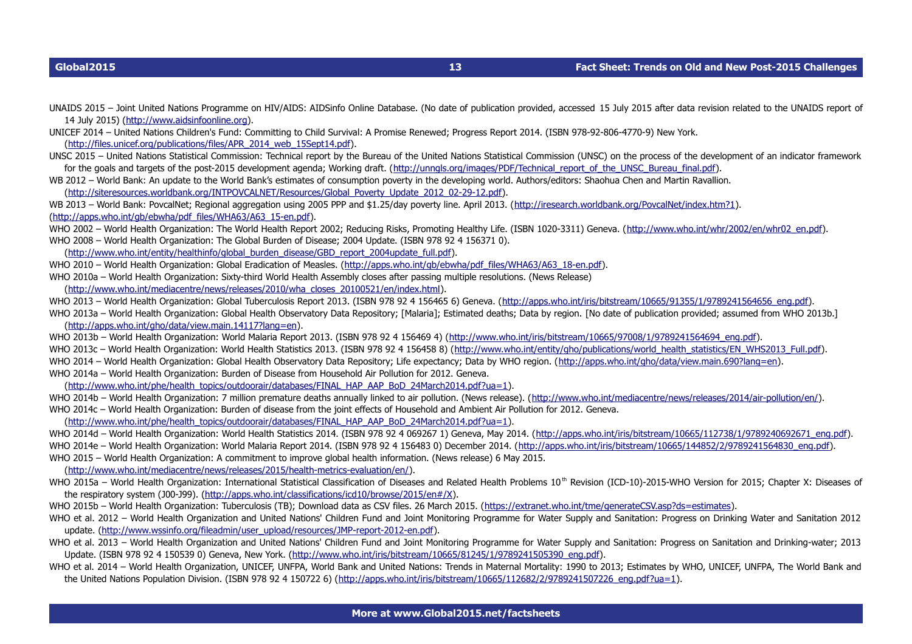UNAIDS 2015 – Joint United Nations Programme on HIV/AIDS: AIDSinfo Online Database. (No date of publication provided, accessed 15 July 2015 after data revision related to the UNAIDS report of 14 July 2015) (http://www.aidsinfoonline.org).

UNICEF 2014 – United Nations Children's Fund: Committing to Child Survival: A Promise Renewed; Progress Report 2014. (ISBN 978-92-806-4770-9) New York. (http://files.unicef.org/publications/files/APR_2014_web_15Sept14.pdf).

UNSC 2015 – United Nations Statistical Commission: Technical report by the Bureau of the United Nations Statistical Commission (UNSC) on the process of the development of an indicator framework for the goals and targets of the post-2015 development agenda; Working draft. (http://unngls.org/images/PDF/Technical_report_of_the_UNSC_Bureau_final.pdf).

WB 2012 – World Bank: An update to the World Bank's estimates of consumption poverty in the developing world. Authors/editors: Shaohua Chen and Martin Ravallion. (http://siteresources.worldbank.org/INTPOVCALNET/Resources/Global_Poverty_Update_2012_02-29-12.pdf).

WB 2013 – World Bank: PovcalNet; Regional aggregation using 2005 PPP and $1.25/day poverty line. April 2013. (http://iresearch.worldbank.org/PovcalNet/index.htm?1).

(http://apps.who.int/gb/ebwha/pdf_files/WHA63/A63_15-en.pdf).

WHO 2002 – World Health Organization: The World Health Report 2002; Reducing Risks, Promoting Healthy Life. (ISBN 1020-3311) Geneva. (http://www.who.int/whr/2002/en/whr02_en.pdf).

WHO 2008 – World Health Organization: The Global Burden of Disease; 2004 Update. (ISBN 978 92 4 156371 0). (http://www.who.int/entity/healthinfo/global_burden_disease/GBD_report_2004update_full.pdf).

WHO 2010 – World Health Organization: Global Eradication of Measles. (http://apps.who.int/gb/ebwha/pdf_files/WHA63/A63_18-en.pdf).

WHO 2010a – World Health Organization: Sixty-third World Health Assembly closes after passing multiple resolutions. (News Release) (http://www.who.int/mediacentre/news/releases/2010/wha_closes_20100521/en/index.html).

WHO 2013 – World Health Organization: Global Tuberculosis Report 2013. (ISBN 978 92 4 156465 6) Geneva. (http://apps.who.int/iris/bitstream/10665/91355/1/9789241564656_eng.pdf).

WHO 2013a – World Health Organization: Global Health Observatory Data Repository; [Malaria]; Estimated deaths; Data by region. [No date of publication provided; assumed from WHO 2013b.] (http://apps.who.int/gho/data/view.main.14117?lang=en).

WHO 2013b – World Health Organization: World Malaria Report 2013. (ISBN 978 92 4 156469 4) (http://www.who.int/iris/bitstream/10665/97008/1/9789241564694_eng.pdf).

WHO 2013c – World Health Organization: World Health Statistics 2013. (ISBN 978 92 4 156458 8) (http://www.who.int/entity/gho/publications/world_health_statistics/EN_WHS2013_Full.pdf).

WHO 2014 – World Health Organization: Global Health Observatory Data Repository; Life expectancy; Data by WHO region. (http://apps.who.int/gho/data/view.main.690?lang=en).

WHO 2014a – World Health Organization: Burden of Disease from Household Air Pollution for 2012. Geneva. (http://www.who.int/phe/health_topics/outdoorair/databases/FINAL_HAP_AAP_BoD_24March2014.pdf?ua=1).

WHO 2014b – World Health Organization: 7 million premature deaths annually linked to air pollution. (News release). (http://www.who.int/mediacentre/news/releases/2014/air-pollution/en/).

WHO 2014c – World Health Organization: Burden of disease from the joint effects of Household and Ambient Air Pollution for 2012. Geneva. (http://www.who.int/phe/health_topics/outdoorair/databases/FINAL_HAP_AAP_BoD_24March2014.pdf?ua=1).

WHO 2014d – World Health Organization: World Health Statistics 2014. (ISBN 978 92 4 069267 1) Geneva, May 2014. (http://apps.who.int/iris/bitstream/10665/112738/1/9789240692671_eng.pdf).

WHO 2014e – World Health Organization: World Malaria Report 2014. (ISBN 978 92 4 156483 0) December 2014. (http://apps.who.int/iris/bitstream/10665/144852/2/9789241564830_eng.pdf).

WHO 2015 – World Health Organization: A commitment to improve global health information. (News release) 6 May 2015. (http://www.who.int/mediacentre/news/releases/2015/health-metrics-evaluation/en/).

WHO 2015a – World Health Organization: International Statistical Classification of Diseases and Related Health Problems 10th Revision (ICD-10)-2015-WHO Version for 2015; Chapter X: Diseases of the respiratory system (J00-J99). (http://apps.who.int/classifications/icd10/browse/2015/en#/X).

WHO 2015b – World Health Organization: Tuberculosis (TB); Download data as CSV files. 26 March 2015. (https://extranet.who.int/tme/generateCSV.asp?ds=estimates).

WHO et al. 2012 – World Health Organization and United Nations' Children Fund and Joint Monitoring Programme for Water Supply and Sanitation: Progress on Drinking Water and Sanitation 2012 update. (http://www.wssinfo.org/fileadmin/user_upload/resources/JMP-report-2012-en.pdf).

WHO et al. 2013 – World Health Organization and United Nations' Children Fund and Joint Monitoring Programme for Water Supply and Sanitation: Progress on Sanitation and Drinking-water; 2013 Update. (ISBN 978 92 4 150539 0) Geneva, New York. (http://www.who.int/iris/bitstream/10665/81245/1/9789241505390_eng.pdf).

WHO et al. 2014 – World Health Organization, UNICEF, UNFPA, World Bank and United Nations: Trends in Maternal Mortality: 1990 to 2013; Estimates by WHO, UNICEF, UNFPA, The World Bank and the United Nations Population Division. (ISBN 978 92 4 150722 6) (http://apps.who.int/iris/bitstream/10665/112682/2/9789241507226_eng.pdf?ua=1).

**More at www.Global2015.net/factsheets**